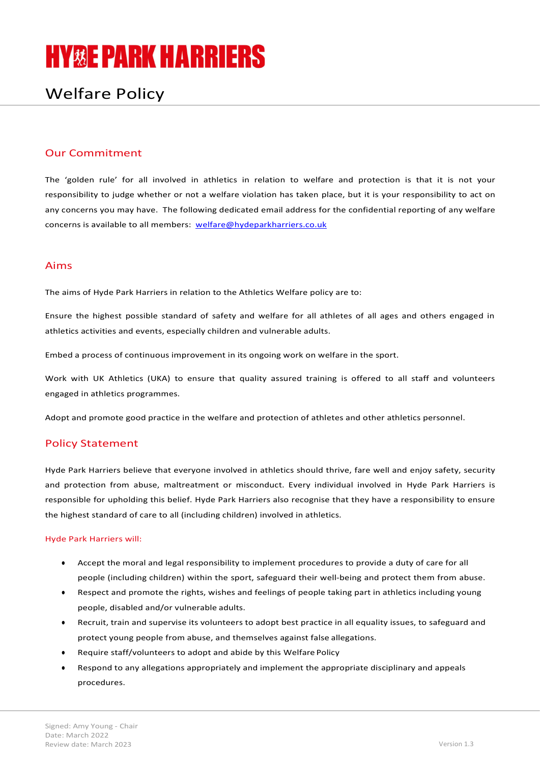# HYDE PARK HARRIERS

# Welfare Policy

## Our Commitment

The 'golden rule' for all involved in athletics in relation to welfare and protection is that it is not your responsibility to judge whether or not a welfare violation has taken place, but it is your responsibility to act on any concerns you may have. The following dedicated email address for the confidential reporting of any welfare concerns is available to all members: [welfare@hydeparkharriers.co.uk](mailto:welfare@hydeparkharriers.co.uk)

## Aims

The aims of Hyde Park Harriers in relation to the Athletics Welfare policy are to:

Ensure the highest possible standard of safety and welfare for all athletes of all ages and others engaged in athletics activities and events, especially children and vulnerable adults.

Embed a process of continuous improvement in its ongoing work on welfare in the sport.

Work with UK Athletics (UKA) to ensure that quality assured training is offered to all staff and volunteers engaged in athletics programmes.

Adopt and promote good practice in the welfare and protection of athletes and other athletics personnel.

## Policy Statement

Hyde Park Harriers believe that everyone involved in athletics should thrive, fare well and enjoy safety, security and protection from abuse, maltreatment or misconduct. Every individual involved in Hyde Park Harriers is responsible for upholding this belief. Hyde Park Harriers also recognise that they have a responsibility to ensure the highest standard of care to all (including children) involved in athletics.

### Hyde Park Harriers will:

- Accept the moral and legal responsibility to implement procedures to provide a duty of care for all people (including children) within the sport, safeguard their well-being and protect them from abuse.
- Respect and promote the rights, wishes and feelings of people taking part in athletics including young people, disabled and/or vulnerable adults.
- Recruit, train and supervise its volunteers to adopt best practice in all equality issues, to safeguard and protect young people from abuse, and themselves against false allegations.
- Require staff/volunteers to adopt and abide by this Welfare Policy
- Respond to any allegations appropriately and implement the appropriate disciplinary and appeals procedures.

Signed: Amy Young - Chair
Date: March 2022
Review date: March 2023

Version 1.3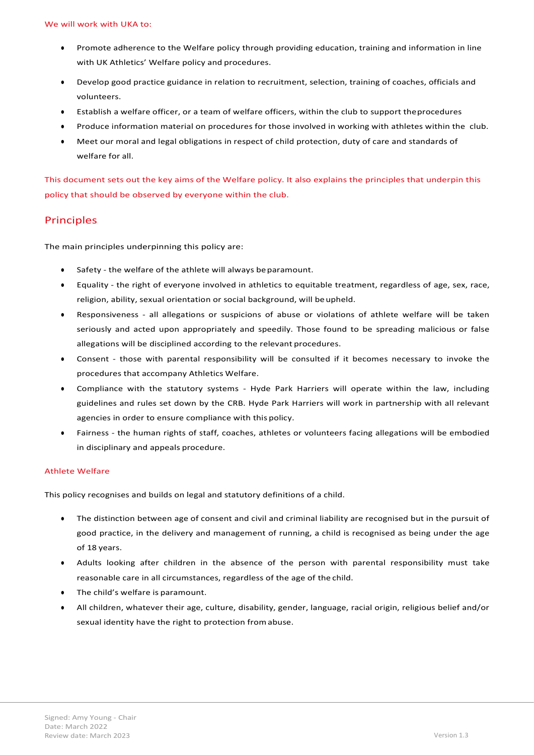We will work with UKA to:

- Promote adherence to the Welfare policy through providing education, training and information in line with UK Athletics' Welfare policy and procedures.
- Develop good practice guidance in relation to recruitment, selection, training of coaches, officials and volunteers.
- Establish a welfare officer, or a team of welfare officers, within the club to support the procedures
- Produce information material on procedures for those involved in working with athletes within the club.
- Meet our moral and legal obligations in respect of child protection, duty of care and standards of welfare for all.

This document sets out the key aims of the Welfare policy. It also explains the principles that underpin this policy that should be observed by everyone within the club.

## Principles

The main principles underpinning this policy are:

- Safety - the welfare of the athlete will always be paramount.
- Equality - the right of everyone involved in athletics to equitable treatment, regardless of age, sex, race, religion, ability, sexual orientation or social background, will be upheld.
- Responsiveness - all allegations or suspicions of abuse or violations of athlete welfare will be taken seriously and acted upon appropriately and speedily. Those found to be spreading malicious or false allegations will be disciplined according to the relevant procedures.
- Consent - those with parental responsibility will be consulted if it becomes necessary to invoke the procedures that accompany Athletics Welfare.
- Compliance with the statutory systems - Hyde Park Harriers will operate within the law, including guidelines and rules set down by the CRB. Hyde Park Harriers will work in partnership with all relevant agencies in order to ensure compliance with this policy.
- Fairness - the human rights of staff, coaches, athletes or volunteers facing allegations will be embodied in disciplinary and appeals procedure.

### Athlete Welfare

This policy recognises and builds on legal and statutory definitions of a child.

- The distinction between age of consent and civil and criminal liability are recognised but in the pursuit of good practice, in the delivery and management of running, a child is recognised as being under the age of 18 years.
- Adults looking after children in the absence of the person with parental responsibility must take reasonable care in all circumstances, regardless of the age of the child.
- The child's welfare is paramount.
- All children, whatever their age, culture, disability, gender, language, racial origin, religious belief and/or sexual identity have the right to protection from abuse.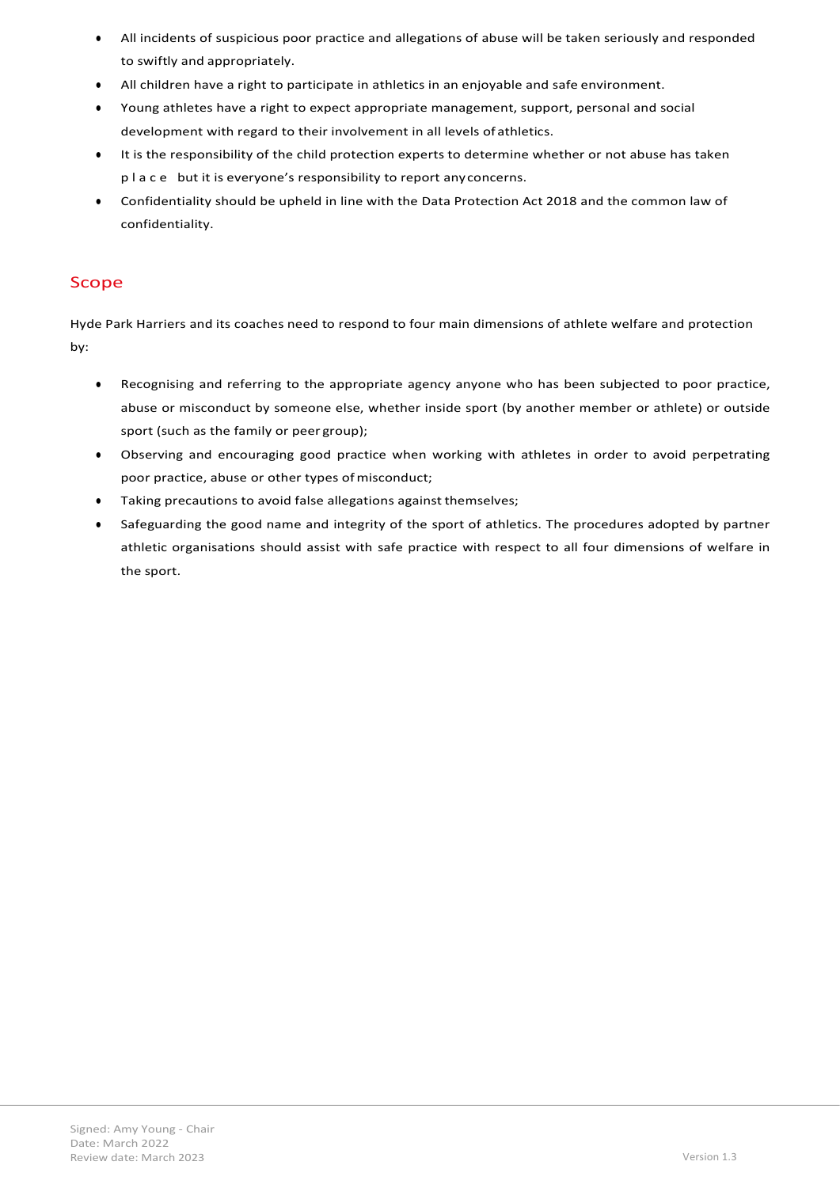- All incidents of suspicious poor practice and allegations of abuse will be taken seriously and responded to swiftly and appropriately.
- All children have a right to participate in athletics in an enjoyable and safe environment.
- Young athletes have a right to expect appropriate management, support, personal and social development with regard to their involvement in all levels of athletics.
- It is the responsibility of the child protection experts to determine whether or not abuse has taken place but it is everyone's responsibility to report any concerns.
- Confidentiality should be upheld in line with the Data Protection Act 2018 and the common law of confidentiality.

## Scope

Hyde Park Harriers and its coaches need to respond to four main dimensions of athlete welfare and protection by:

- Recognising and referring to the appropriate agency anyone who has been subjected to poor practice, abuse or misconduct by someone else, whether inside sport (by another member or athlete) or outside sport (such as the family or peer group);
- Observing and encouraging good practice when working with athletes in order to avoid perpetrating poor practice, abuse or other types of misconduct;
- Taking precautions to avoid false allegations against themselves;
- Safeguarding the good name and integrity of the sport of athletics. The procedures adopted by partner athletic organisations should assist with safe practice with respect to all four dimensions of welfare in the sport.

Signed: Amy Young - Chair
Date: March 2022
Review date: March 2023

Version 1.3